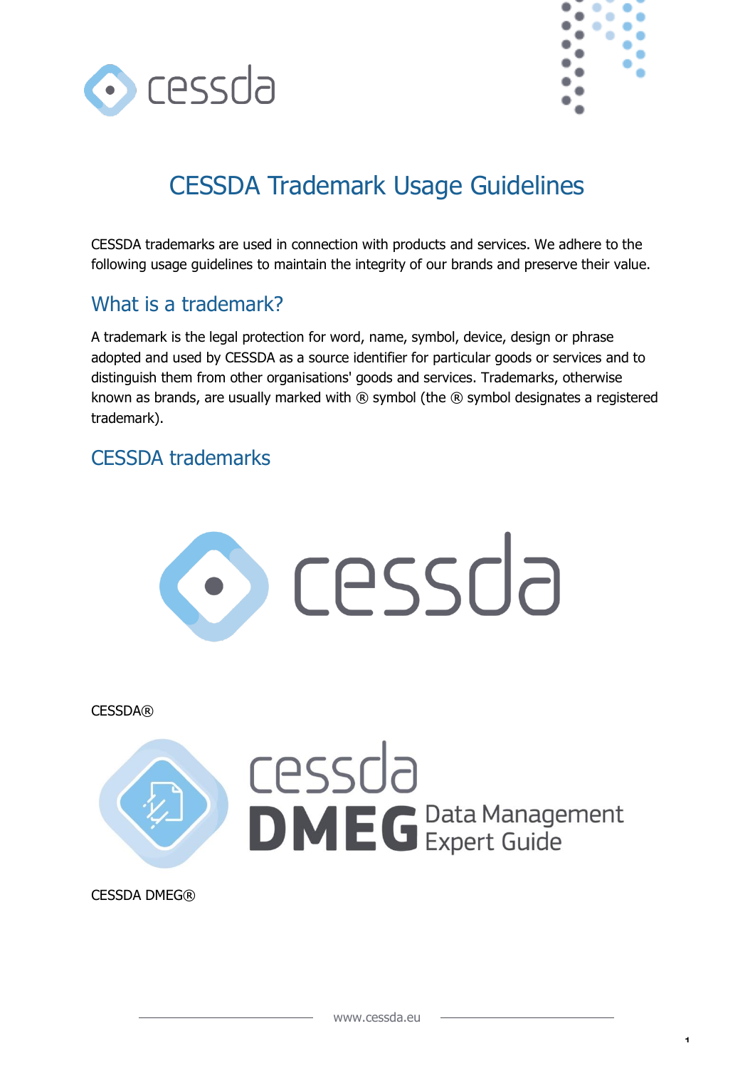# CESSDA Trademark Usage Guidelines

CESSDA trademarks are used in connection with products and services. We adhere to the following usage guidelines to maintain the integrity of our brands and preserve their value.

## What is a trademark?

A trademark is the legal protection for word, name, symbol, device, design or phrase adopted and used by CESSDA as a source identifier for particular goods or services and to distinguish them from other organisations' goods and services. Trademarks, otherwise known as brands, are usually marked with ® symbol (the ® symbol designates a registered trademark).

## CESSDA trademarks

CESSDA®

CESSDA DMEG®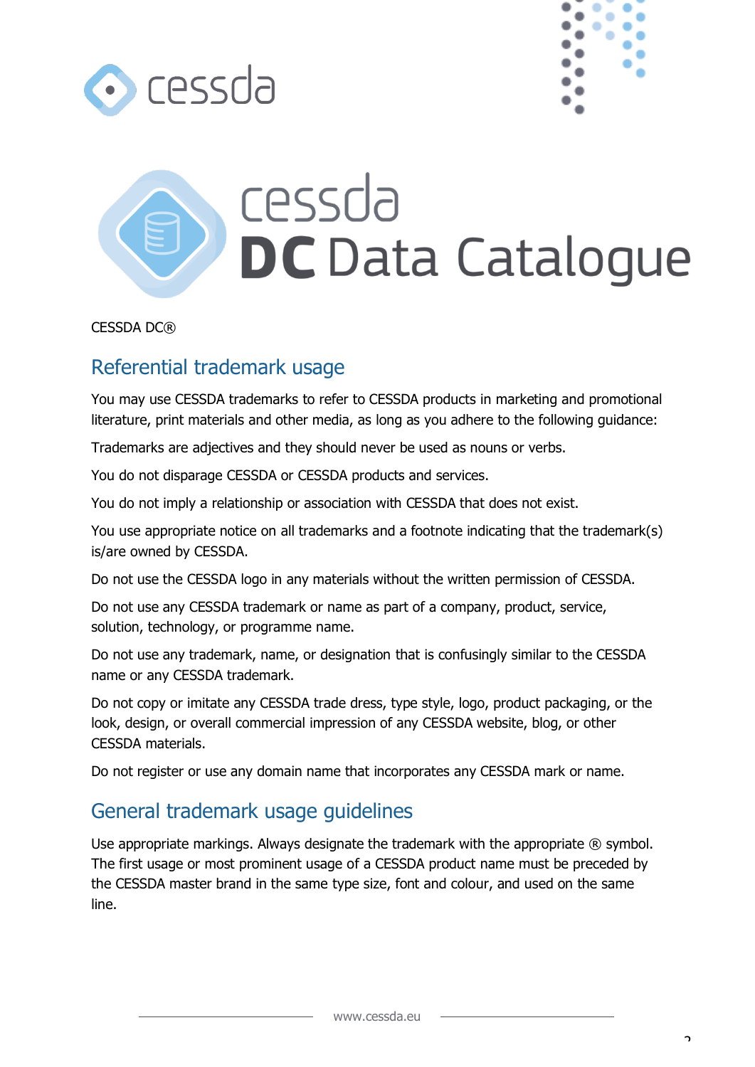CESSDA DC®

## Referential trademark usage

You may use CESSDA trademarks to refer to CESSDA products in marketing and promotional literature, print materials and other media, as long as you adhere to the following guidance:

Trademarks are adjectives and they should never be used as nouns or verbs.

You do not disparage CESSDA or CESSDA products and services.

You do not imply a relationship or association with CESSDA that does not exist.

You use appropriate notice on all trademarks and a footnote indicating that the trademark(s) is/are owned by CESSDA.

Do not use the CESSDA logo in any materials without the written permission of CESSDA.

Do not use any CESSDA trademark or name as part of a company, product, service, solution, technology, or programme name.

Do not use any trademark, name, or designation that is confusingly similar to the CESSDA name or any CESSDA trademark.

Do not copy or imitate any CESSDA trade dress, type style, logo, product packaging, or the look, design, or overall commercial impression of any CESSDA website, blog, or other CESSDA materials.

Do not register or use any domain name that incorporates any CESSDA mark or name.

## General trademark usage guidelines

Use appropriate markings. Always designate the trademark with the appropriate ® symbol. The first usage or most prominent usage of a CESSDA product name must be preceded by the CESSDA master brand in the same type size, font and colour, and used on the same line.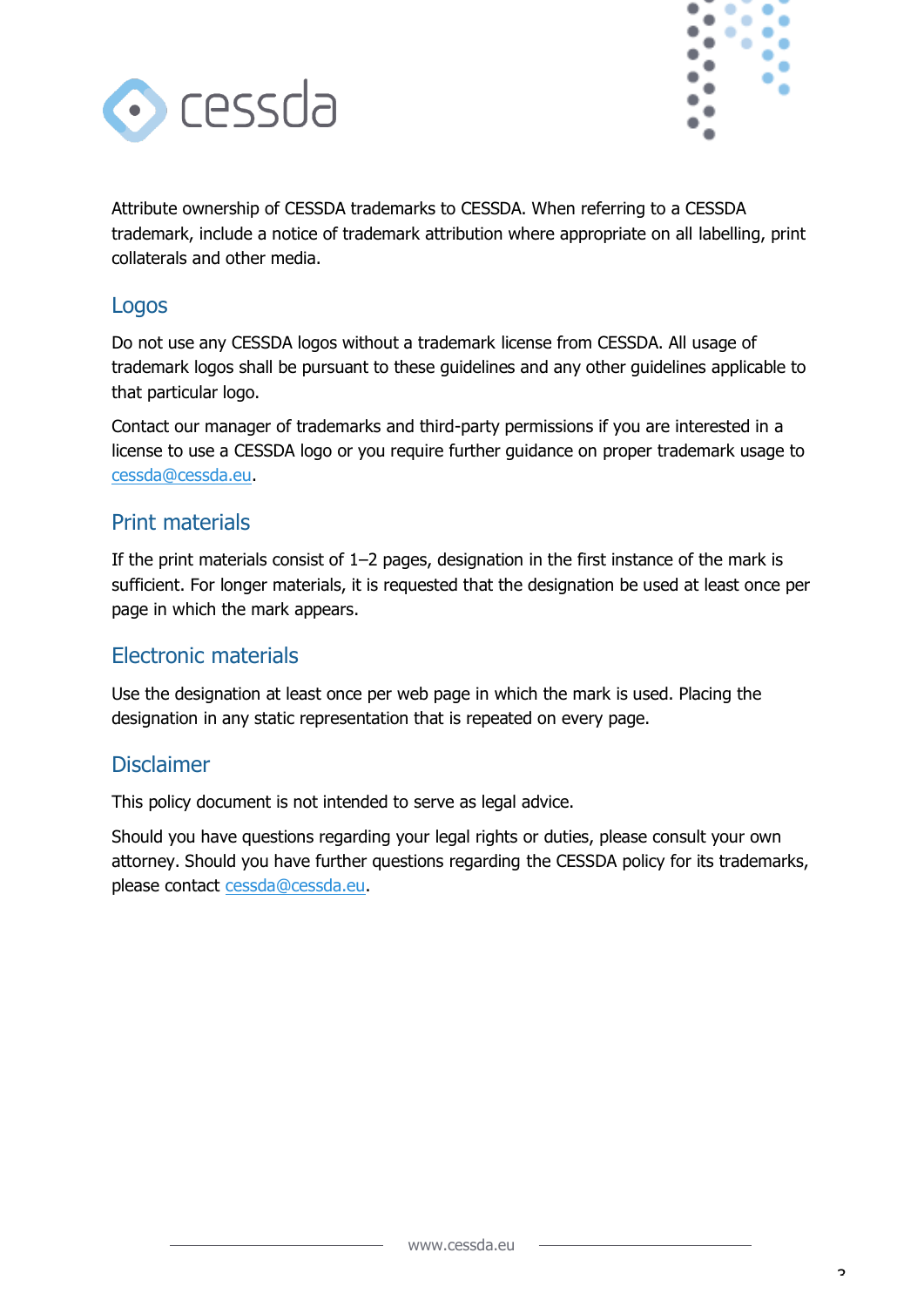Attribute ownership of CESSDA trademarks to CESSDA. When referring to a CESSDA trademark, include a notice of trademark attribution where appropriate on all labelling, print collaterals and other media.

## Logos

Do not use any CESSDA logos without a trademark license from CESSDA. All usage of trademark logos shall be pursuant to these guidelines and any other guidelines applicable to that particular logo.

Contact our manager of trademarks and third-party permissions if you are interested in a license to use a CESSDA logo or you require further guidance on proper trademark usage to cessda@cessda.eu.

## Print materials

If the print materials consist of 1–2 pages, designation in the first instance of the mark is sufficient. For longer materials, it is requested that the designation be used at least once per page in which the mark appears.

## Electronic materials

Use the designation at least once per web page in which the mark is used. Placing the designation in any static representation that is repeated on every page.

## Disclaimer

This policy document is not intended to serve as legal advice.

Should you have questions regarding your legal rights or duties, please consult your own attorney. Should you have further questions regarding the CESSDA policy for its trademarks, please contact cessda@cessda.eu.